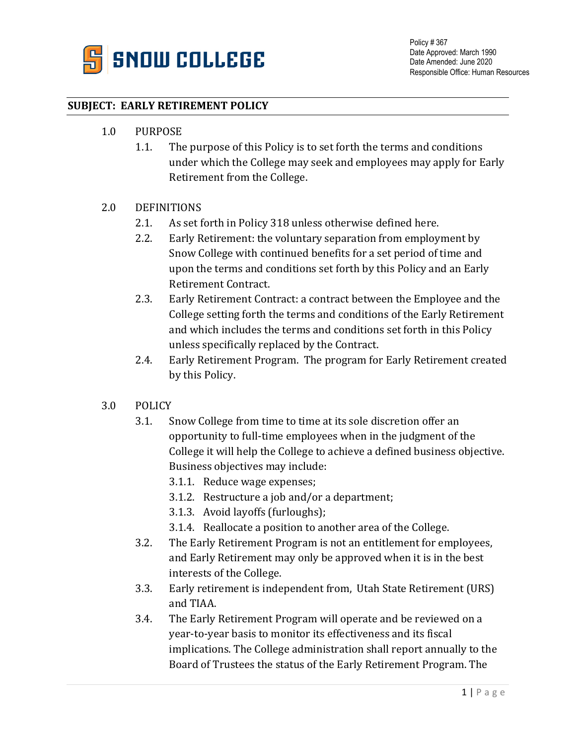SNOW COLLEGE

Policy # 367
Date Approved: March 1990
Date Amended: June 2020
Responsible Office: Human Resources

**SUBJECT: EARLY RETIREMENT POLICY**

1.0 PURPOSE

1.1. The purpose of this Policy is to set forth the terms and conditions under which the College may seek and employees may apply for Early Retirement from the College.

2.0 DEFINITIONS

2.1. As set forth in Policy 318 unless otherwise defined here.

2.2. Early Retirement: the voluntary separation from employment by Snow College with continued benefits for a set period of time and upon the terms and conditions set forth by this Policy and an Early Retirement Contract.

2.3. Early Retirement Contract: a contract between the Employee and the College setting forth the terms and conditions of the Early Retirement and which includes the terms and conditions set forth in this Policy unless specifically replaced by the Contract.

2.4. Early Retirement Program. The program for Early Retirement created by this Policy.

3.0 POLICY

3.1. Snow College from time to time at its sole discretion offer an opportunity to full-time employees when in the judgment of the College it will help the College to achieve a defined business objective. Business objectives may include:

3.1.1. Reduce wage expenses;

3.1.2. Restructure a job and/or a department;

3.1.3. Avoid layoffs (furloughs);

3.1.4. Reallocate a position to another area of the College.

3.2. The Early Retirement Program is not an entitlement for employees, and Early Retirement may only be approved when it is in the best interests of the College.

3.3. Early retirement is independent from, Utah State Retirement (URS) and TIAA.

3.4. The Early Retirement Program will operate and be reviewed on a year-to-year basis to monitor its effectiveness and its fiscal implications. The College administration shall report annually to the Board of Trustees the status of the Early Retirement Program. The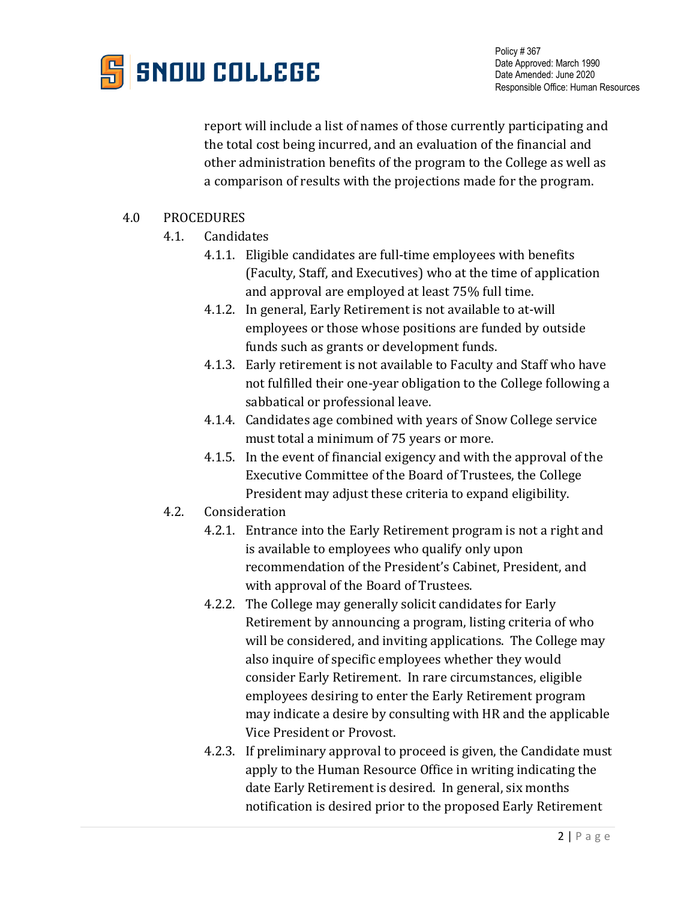report will include a list of names of those currently participating and the total cost being incurred, and an evaluation of the financial and other administration benefits of the program to the College as well as a comparison of results with the projections made for the program.

4.0 PROCEDURES

4.1. Candidates

4.1.1. Eligible candidates are full-time employees with benefits (Faculty, Staff, and Executives) who at the time of application and approval are employed at least 75% full time.

4.1.2. In general, Early Retirement is not available to at-will employees or those whose positions are funded by outside funds such as grants or development funds.

4.1.3. Early retirement is not available to Faculty and Staff who have not fulfilled their one-year obligation to the College following a sabbatical or professional leave.

4.1.4. Candidates age combined with years of Snow College service must total a minimum of 75 years or more.

4.1.5. In the event of financial exigency and with the approval of the Executive Committee of the Board of Trustees, the College President may adjust these criteria to expand eligibility.

4.2. Consideration

4.2.1. Entrance into the Early Retirement program is not a right and is available to employees who qualify only upon recommendation of the President's Cabinet, President, and with approval of the Board of Trustees.

4.2.2. The College may generally solicit candidates for Early Retirement by announcing a program, listing criteria of who will be considered, and inviting applications. The College may also inquire of specific employees whether they would consider Early Retirement. In rare circumstances, eligible employees desiring to enter the Early Retirement program may indicate a desire by consulting with HR and the applicable Vice President or Provost.

4.2.3. If preliminary approval to proceed is given, the Candidate must apply to the Human Resource Office in writing indicating the date Early Retirement is desired. In general, six months notification is desired prior to the proposed Early Retirement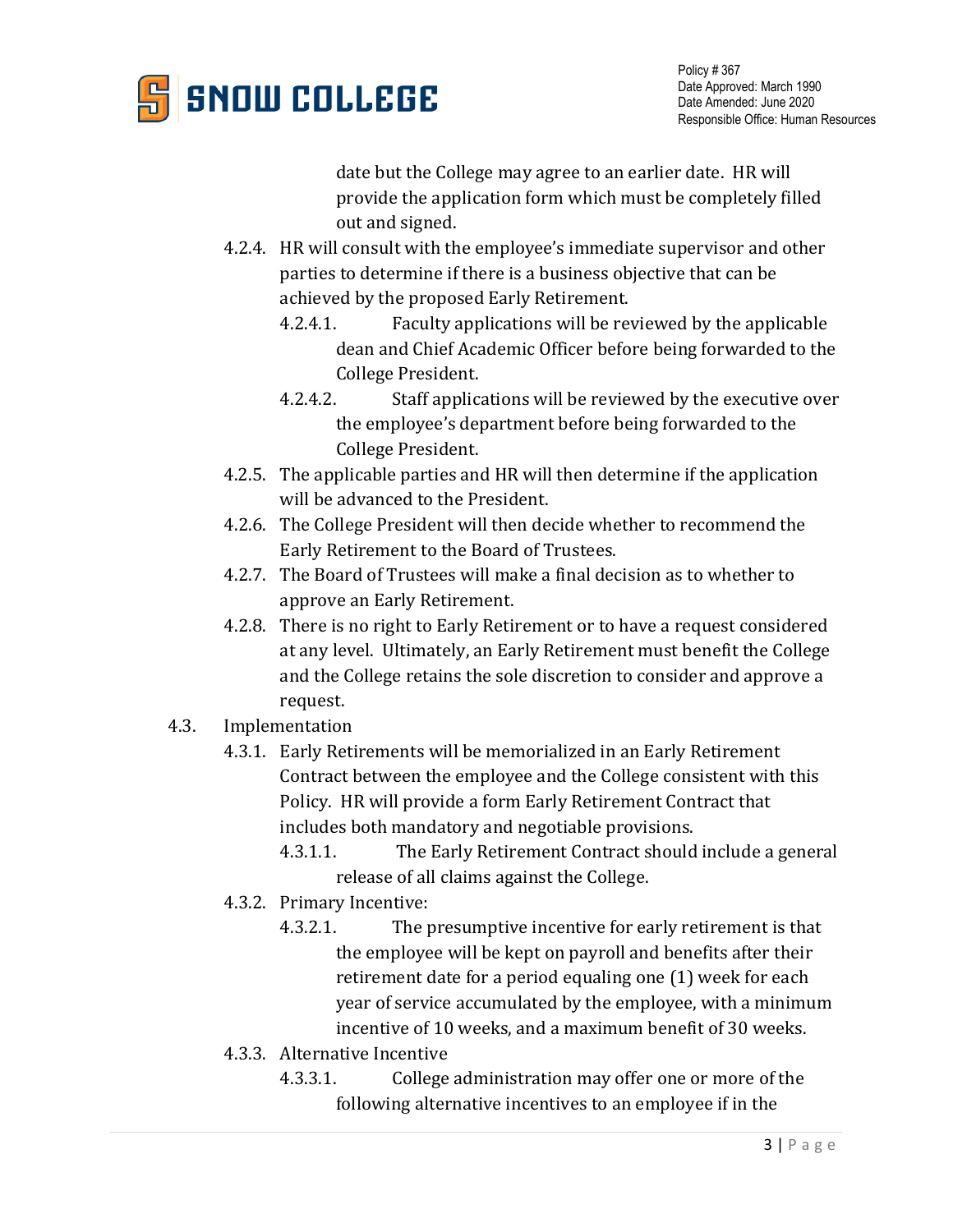date but the College may agree to an earlier date. HR will provide the application form which must be completely filled out and signed.

- 4.2.4. HR will consult with the employee's immediate supervisor and other parties to determine if there is a business objective that can be achieved by the proposed Early Retirement.
  - 4.2.4.1. Faculty applications will be reviewed by the applicable dean and Chief Academic Officer before being forwarded to the College President.
  - 4.2.4.2. Staff applications will be reviewed by the executive over the employee's department before being forwarded to the College President.
- 4.2.5. The applicable parties and HR will then determine if the application will be advanced to the President.
- 4.2.6. The College President will then decide whether to recommend the Early Retirement to the Board of Trustees.
- 4.2.7. The Board of Trustees will make a final decision as to whether to approve an Early Retirement.
- 4.2.8. There is no right to Early Retirement or to have a request considered at any level. Ultimately, an Early Retirement must benefit the College and the College retains the sole discretion to consider and approve a request.

4.3. Implementation

- 4.3.1. Early Retirements will be memorialized in an Early Retirement Contract between the employee and the College consistent with this Policy. HR will provide a form Early Retirement Contract that includes both mandatory and negotiable provisions.
  - 4.3.1.1. The Early Retirement Contract should include a general release of all claims against the College.
- 4.3.2. Primary Incentive:
  - 4.3.2.1. The presumptive incentive for early retirement is that the employee will be kept on payroll and benefits after their retirement date for a period equaling one (1) week for each year of service accumulated by the employee, with a minimum incentive of 10 weeks, and a maximum benefit of 30 weeks.
- 4.3.3. Alternative Incentive
  - 4.3.3.1. College administration may offer one or more of the following alternative incentives to an employee if in the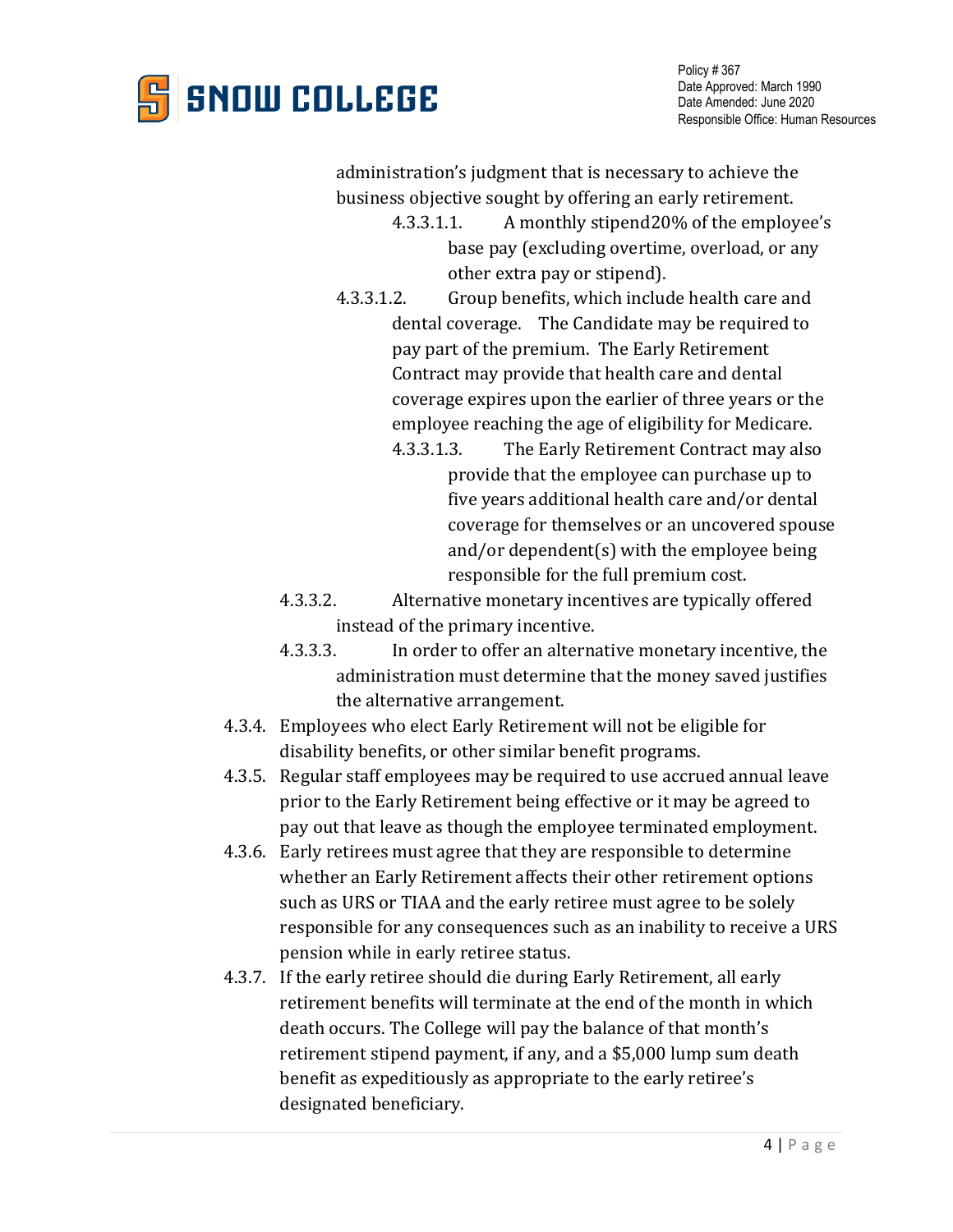administration's judgment that is necessary to achieve the business objective sought by offering an early retirement.

4.3.3.1.1. A monthly stipend20% of the employee's base pay (excluding overtime, overload, or any other extra pay or stipend).

4.3.3.1.2. Group benefits, which include health care and dental coverage. The Candidate may be required to pay part of the premium. The Early Retirement Contract may provide that health care and dental coverage expires upon the earlier of three years or the employee reaching the age of eligibility for Medicare.

4.3.3.1.3. The Early Retirement Contract may also provide that the employee can purchase up to five years additional health care and/or dental coverage for themselves or an uncovered spouse and/or dependent(s) with the employee being responsible for the full premium cost.

4.3.3.2. Alternative monetary incentives are typically offered instead of the primary incentive.

4.3.3.3. In order to offer an alternative monetary incentive, the administration must determine that the money saved justifies the alternative arrangement.

4.3.4. Employees who elect Early Retirement will not be eligible for disability benefits, or other similar benefit programs.

4.3.5. Regular staff employees may be required to use accrued annual leave prior to the Early Retirement being effective or it may be agreed to pay out that leave as though the employee terminated employment.

4.3.6. Early retirees must agree that they are responsible to determine whether an Early Retirement affects their other retirement options such as URS or TIAA and the early retiree must agree to be solely responsible for any consequences such as an inability to receive a URS pension while in early retiree status.

4.3.7. If the early retiree should die during Early Retirement, all early retirement benefits will terminate at the end of the month in which death occurs. The College will pay the balance of that month's retirement stipend payment, if any, and a $5,000 lump sum death benefit as expeditiously as appropriate to the early retiree's designated beneficiary.